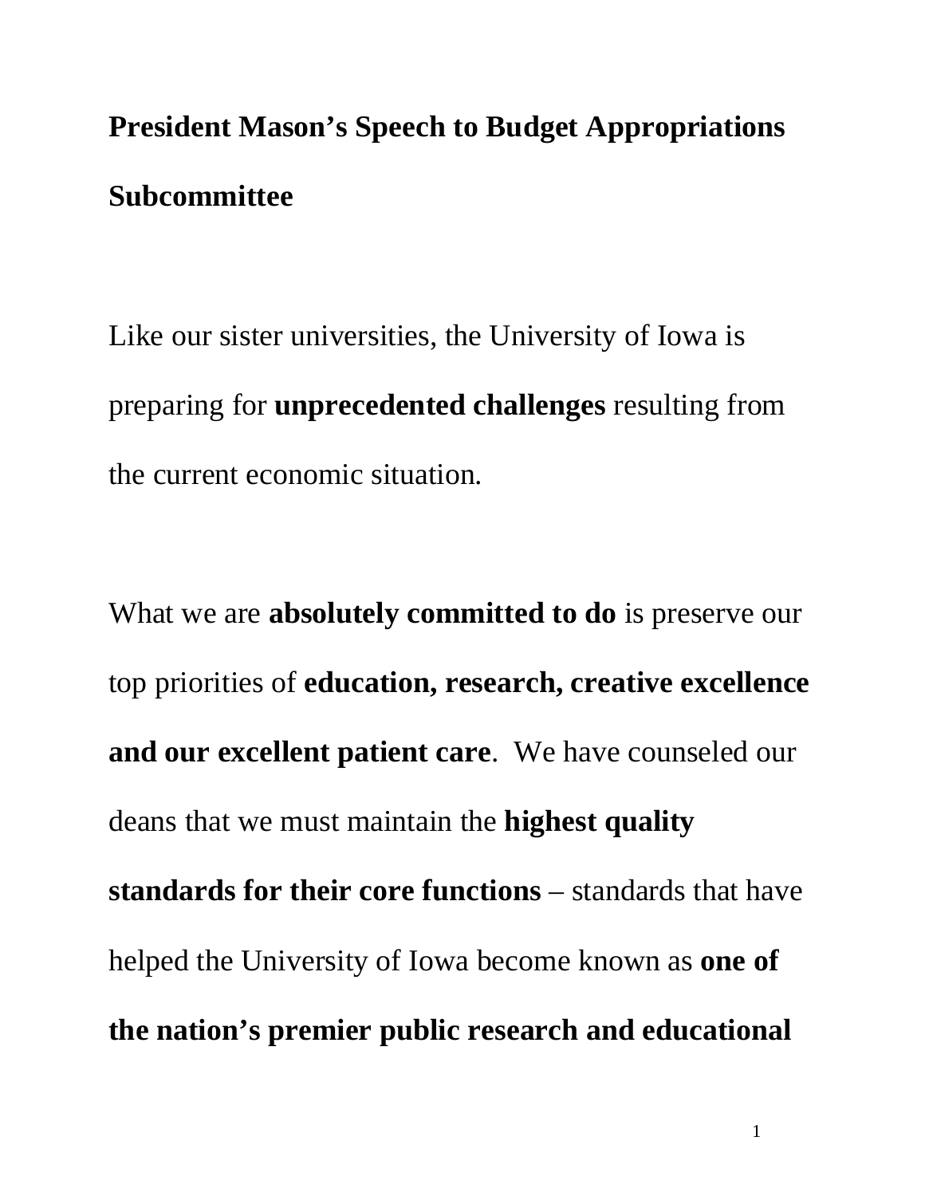# President Mason's Speech to Budget Appropriations Subcommittee

Like our sister universities, the University of Iowa is preparing for **unprecedented challenges** resulting from the current economic situation.

What we are **absolutely committed to do** is preserve our top priorities of **education, research, creative excellence and our excellent patient care**. We have counseled our deans that we must maintain the **highest quality standards for their core functions** – standards that have helped the University of Iowa become known as **one of the nation's premier public research and educational**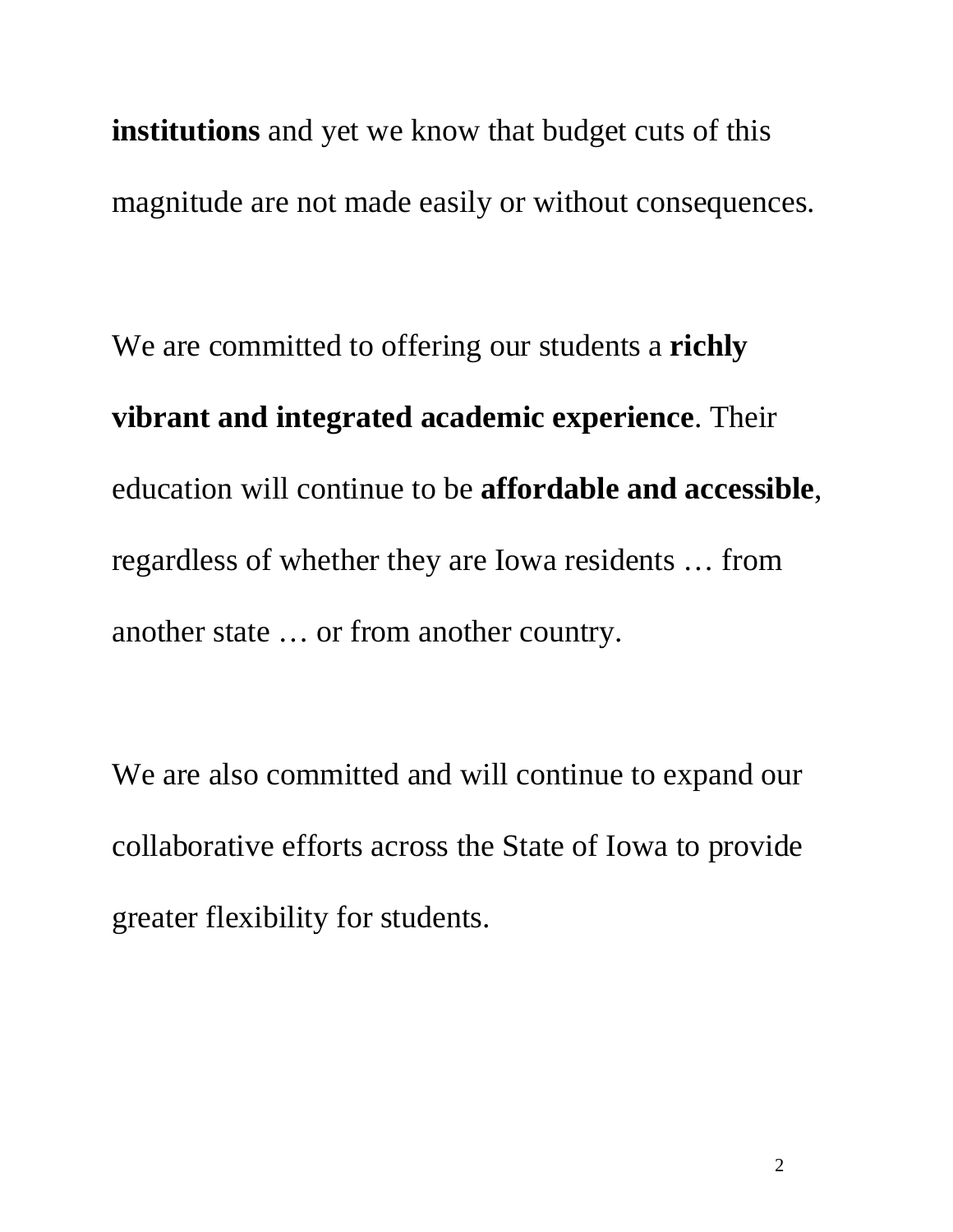**institutions** and yet we know that budget cuts of this magnitude are not made easily or without consequences.

We are committed to offering our students a **richly vibrant and integrated academic experience**. Their education will continue to be **affordable and accessible**, regardless of whether they are Iowa residents … from another state … or from another country.

We are also committed and will continue to expand our collaborative efforts across the State of Iowa to provide greater flexibility for students.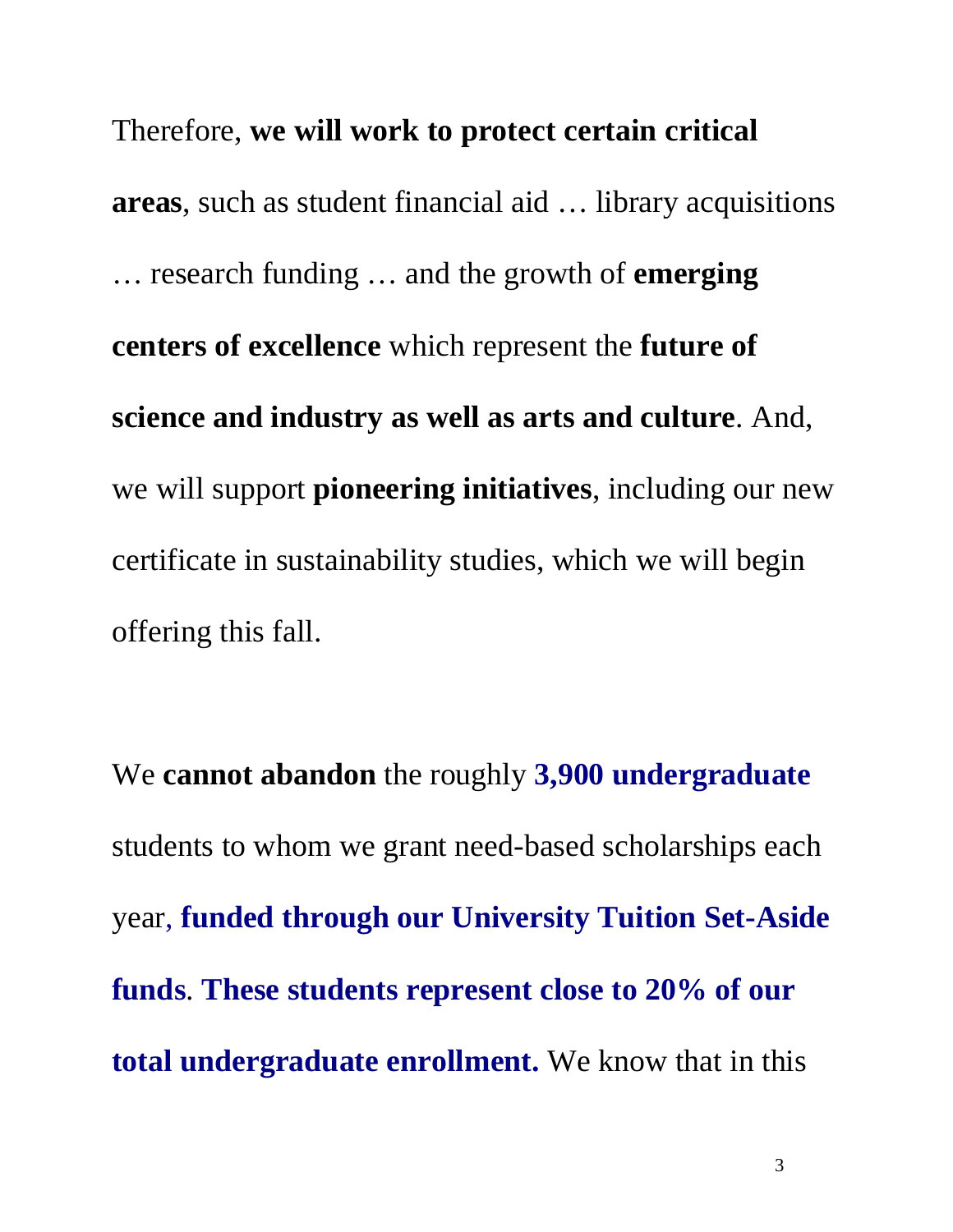Therefore, **we will work to protect certain critical areas**, such as student financial aid … library acquisitions … research funding … and the growth of **emerging centers of excellence** which represent the **future of science and industry as well as arts and culture**. And, we will support **pioneering initiatives**, including our new certificate in sustainability studies, which we will begin offering this fall.

We **cannot abandon** the roughly **3,900 undergraduate** students to whom we grant need-based scholarships each year, **funded through our University Tuition Set-Aside funds**. **These students represent close to 20% of our total undergraduate enrollment.** We know that in this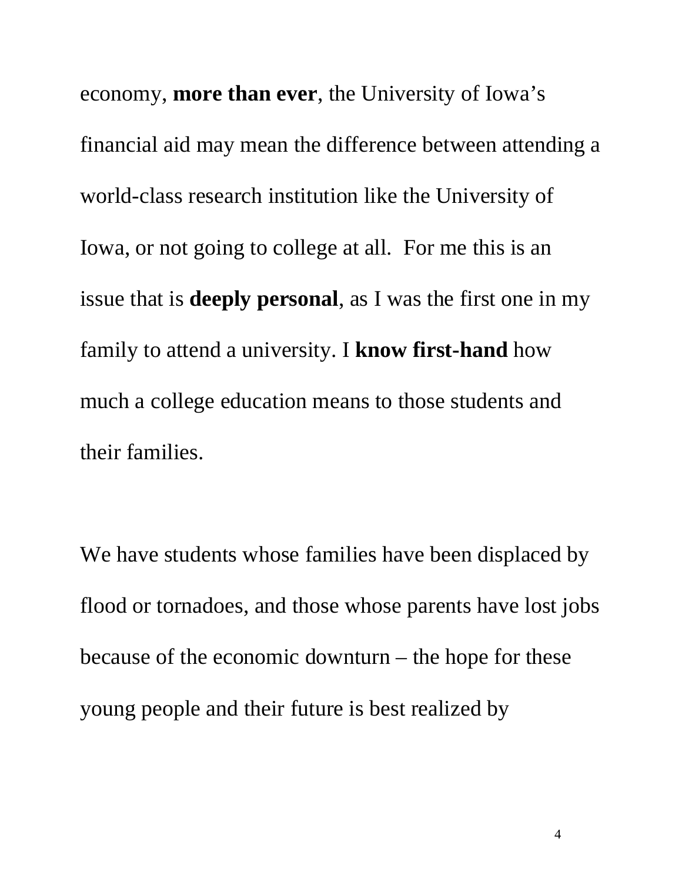economy, **more than ever**, the University of Iowa's financial aid may mean the difference between attending a world-class research institution like the University of Iowa, or not going to college at all. For me this is an issue that is **deeply personal**, as I was the first one in my family to attend a university. I **know first-hand** how much a college education means to those students and their families.

We have students whose families have been displaced by flood or tornadoes, and those whose parents have lost jobs because of the economic downturn – the hope for these young people and their future is best realized by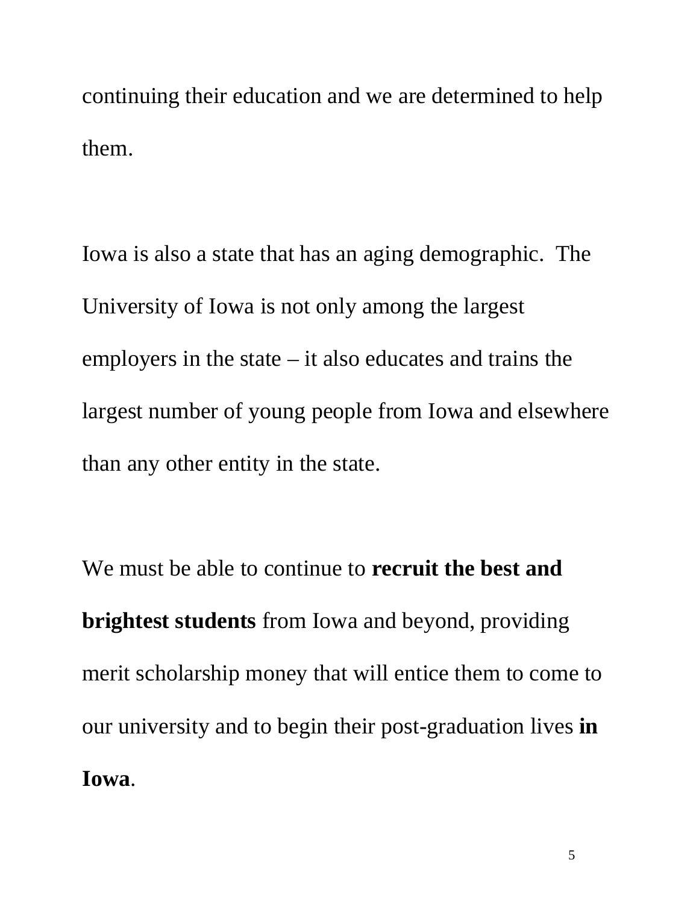continuing their education and we are determined to help them.

Iowa is also a state that has an aging demographic. The University of Iowa is not only among the largest employers in the state – it also educates and trains the largest number of young people from Iowa and elsewhere than any other entity in the state.

We must be able to continue to **recruit the best and brightest students** from Iowa and beyond, providing merit scholarship money that will entice them to come to our university and to begin their post-graduation lives **in Iowa**.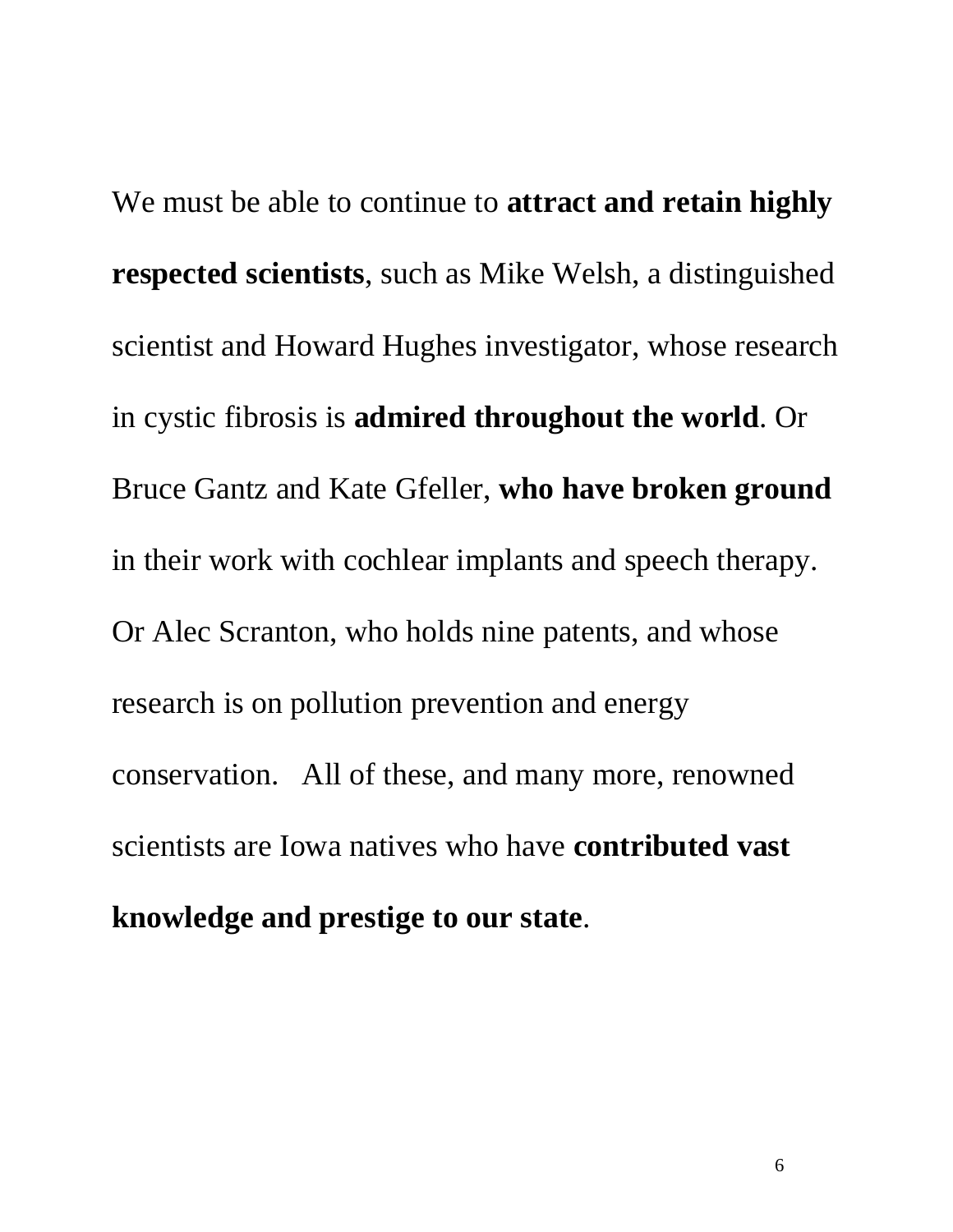We must be able to continue to **attract and retain highly respected scientists**, such as Mike Welsh, a distinguished scientist and Howard Hughes investigator, whose research in cystic fibrosis is **admired throughout the world**. Or Bruce Gantz and Kate Gfeller, **who have broken ground** in their work with cochlear implants and speech therapy. Or Alec Scranton, who holds nine patents, and whose research is on pollution prevention and energy conservation. All of these, and many more, renowned scientists are Iowa natives who have **contributed vast knowledge and prestige to our state**.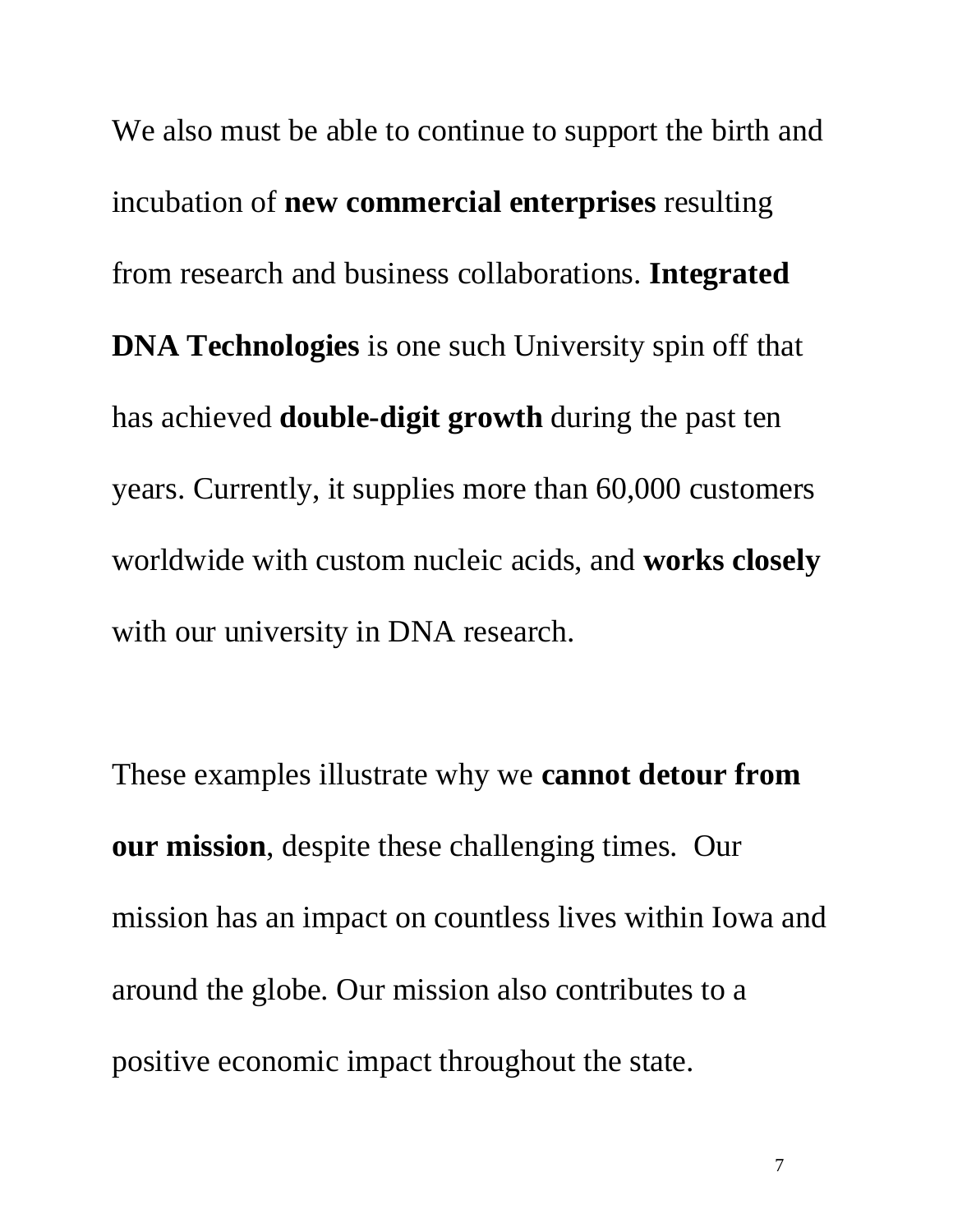We also must be able to continue to support the birth and incubation of **new commercial enterprises** resulting from research and business collaborations. **Integrated DNA Technologies** is one such University spin off that has achieved **double-digit growth** during the past ten years. Currently, it supplies more than 60,000 customers worldwide with custom nucleic acids, and **works closely** with our university in DNA research.

These examples illustrate why we **cannot detour from our mission**, despite these challenging times. Our mission has an impact on countless lives within Iowa and around the globe. Our mission also contributes to a positive economic impact throughout the state.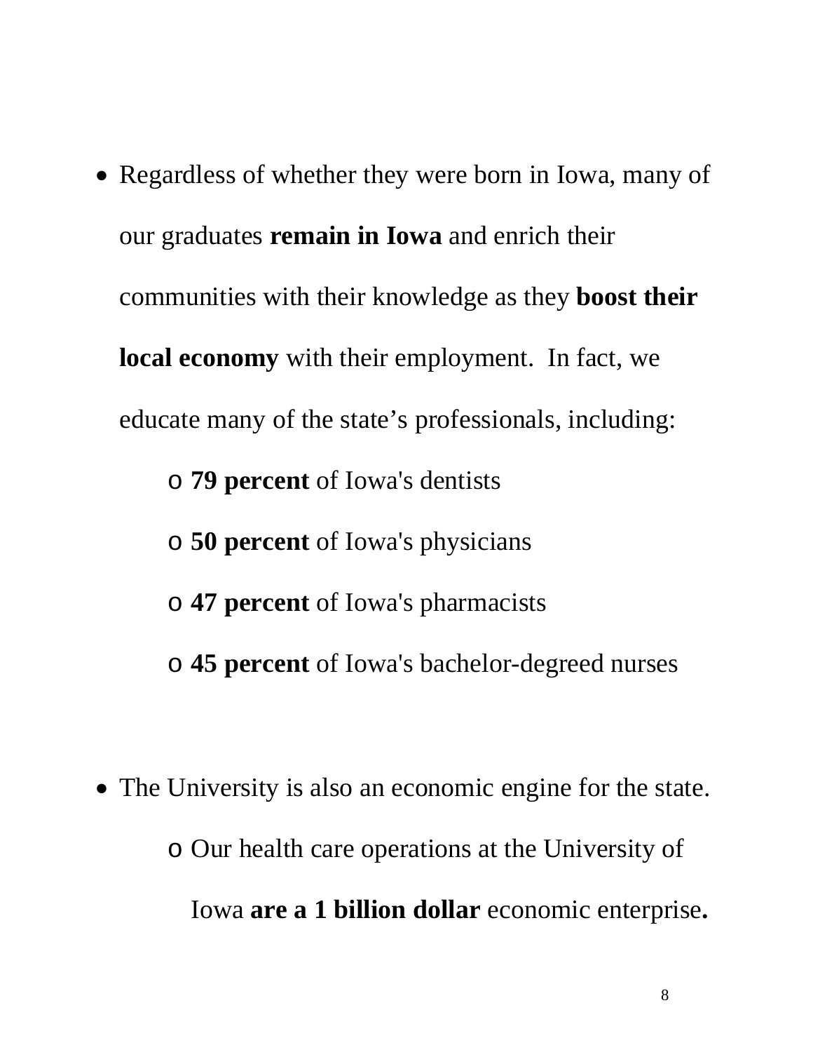- Regardless of whether they were born in Iowa, many of our graduates **remain in Iowa** and enrich their communities with their knowledge as they **boost their local economy** with their employment. In fact, we educate many of the state's professionals, including:
    - **79 percent** of Iowa's dentists
    - **50 percent** of Iowa's physicians
    - **47 percent** of Iowa's pharmacists
    - **45 percent** of Iowa's bachelor-degreed nurses

- The University is also an economic engine for the state.
    - Our health care operations at the University of Iowa **are a 1 billion dollar** economic enterprise**.**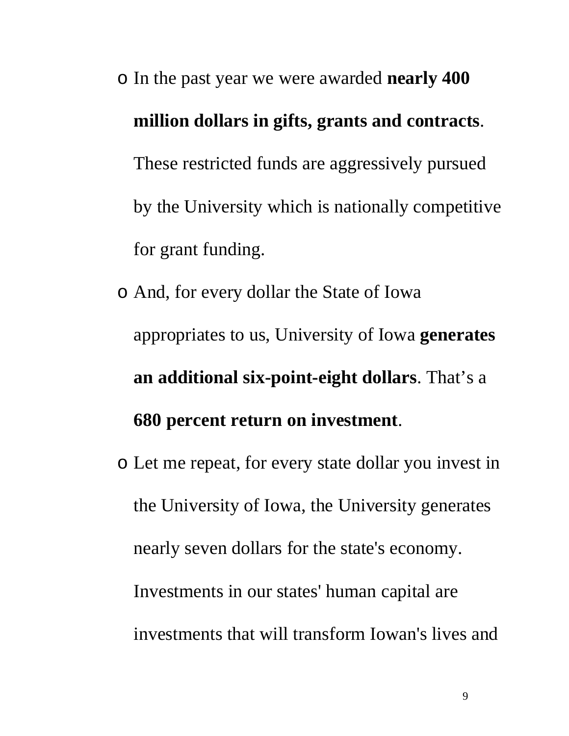- In the past year we were awarded **nearly 400 million dollars in gifts, grants and contracts**. These restricted funds are aggressively pursued by the University which is nationally competitive for grant funding.
- And, for every dollar the State of Iowa appropriates to us, University of Iowa **generates an additional six-point-eight dollars**. That's a **680 percent return on investment**.
- Let me repeat, for every state dollar you invest in the University of Iowa, the University generates nearly seven dollars for the state's economy. Investments in our states' human capital are investments that will transform Iowan's lives and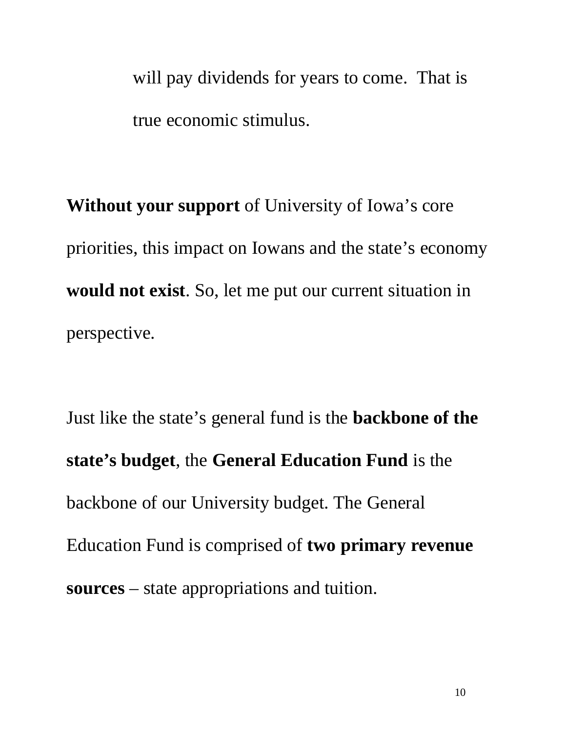will pay dividends for years to come. That is true economic stimulus.

**Without your support** of University of Iowa's core priorities, this impact on Iowans and the state's economy **would not exist**. So, let me put our current situation in perspective.

Just like the state's general fund is the **backbone of the state's budget**, the **General Education Fund** is the backbone of our University budget. The General Education Fund is comprised of **two primary revenue sources** – state appropriations and tuition.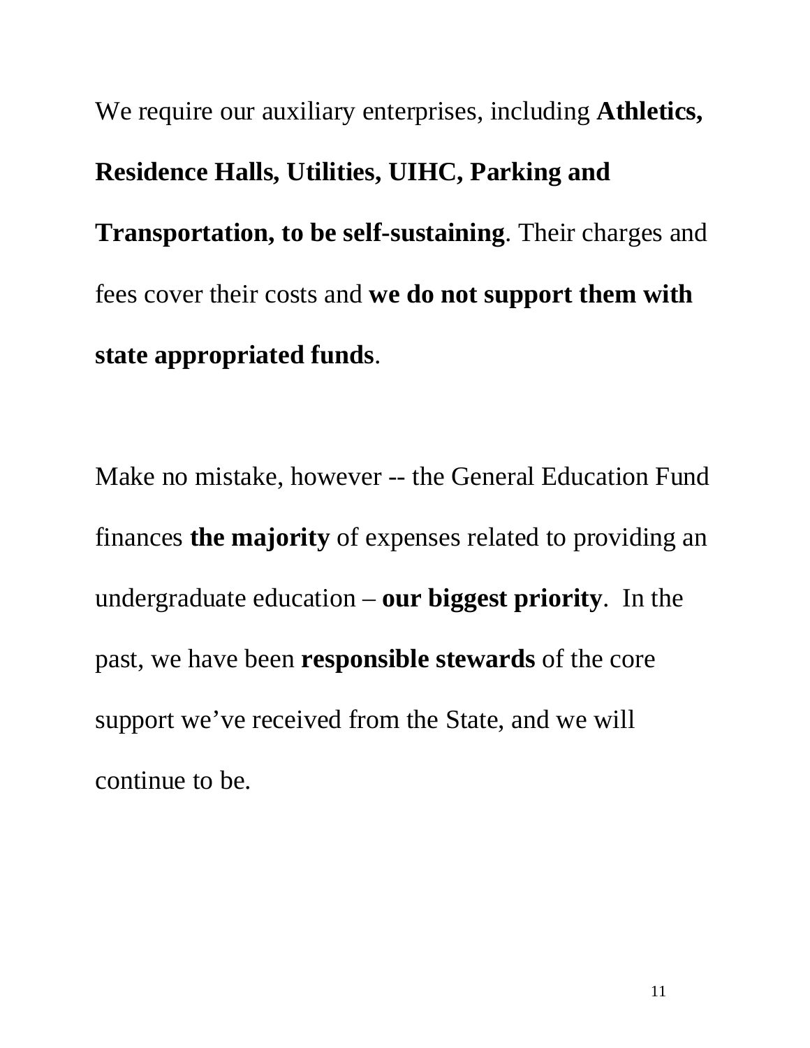We require our auxiliary enterprises, including **Athletics, Residence Halls, Utilities, UIHC, Parking and Transportation, to be self-sustaining**. Their charges and fees cover their costs and **we do not support them with state appropriated funds**.

Make no mistake, however -- the General Education Fund finances **the majority** of expenses related to providing an undergraduate education – **our biggest priority**. In the past, we have been **responsible stewards** of the core support we've received from the State, and we will continue to be.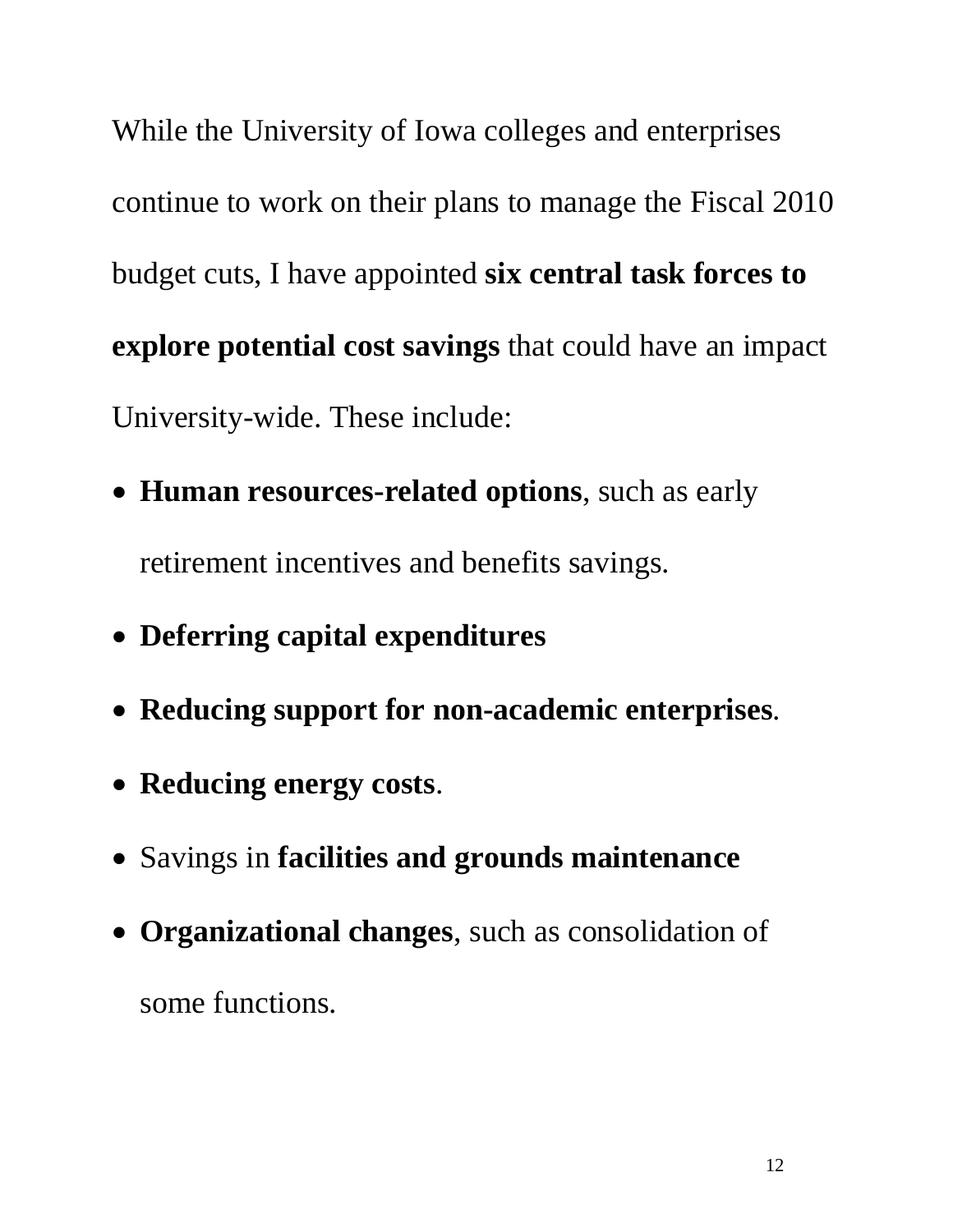While the University of Iowa colleges and enterprises continue to work on their plans to manage the Fiscal 2010 budget cuts, I have appointed **six central task forces to explore potential cost savings** that could have an impact University-wide. These include:

- **Human resources-related options**, such as early retirement incentives and benefits savings.
- **Deferring capital expenditures**
- **Reducing support for non-academic enterprises**.
- **Reducing energy costs**.
- Savings in **facilities and grounds maintenance**
- **Organizational changes**, such as consolidation of some functions.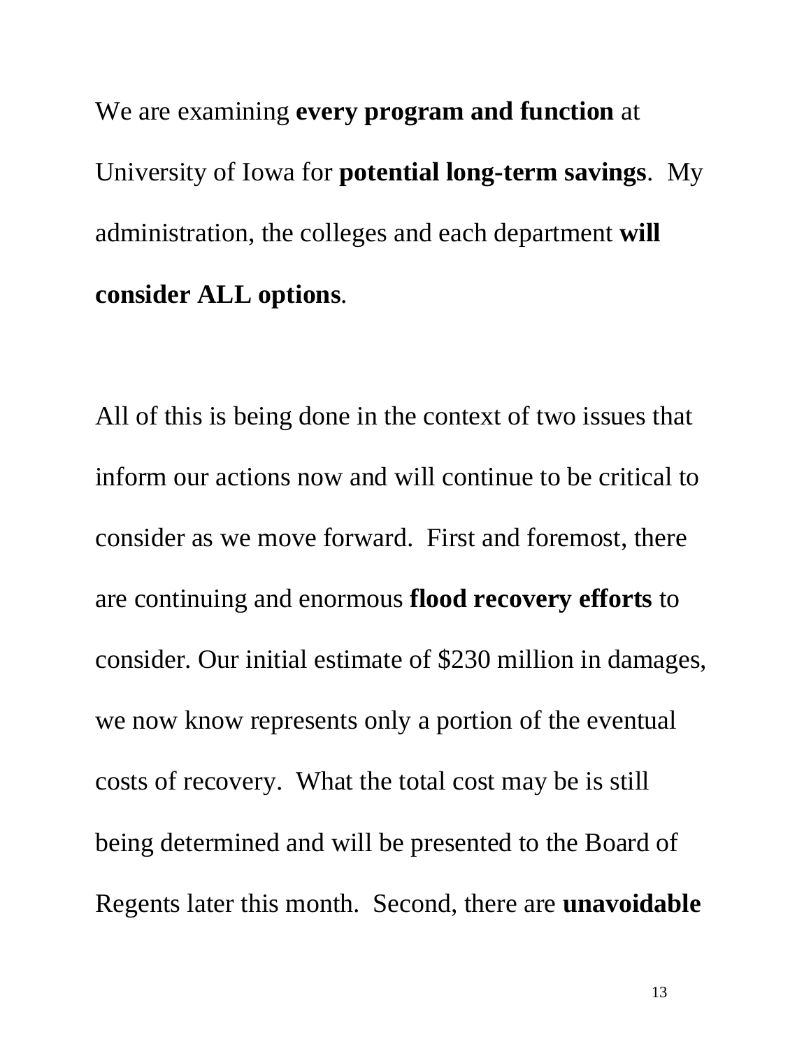We are examining **every program and function** at University of Iowa for **potential long-term savings**. My administration, the colleges and each department **will consider ALL options**.

All of this is being done in the context of two issues that inform our actions now and will continue to be critical to consider as we move forward. First and foremost, there are continuing and enormous **flood recovery efforts** to consider. Our initial estimate of $230 million in damages, we now know represents only a portion of the eventual costs of recovery. What the total cost may be is still being determined and will be presented to the Board of Regents later this month. Second, there are **unavoidable**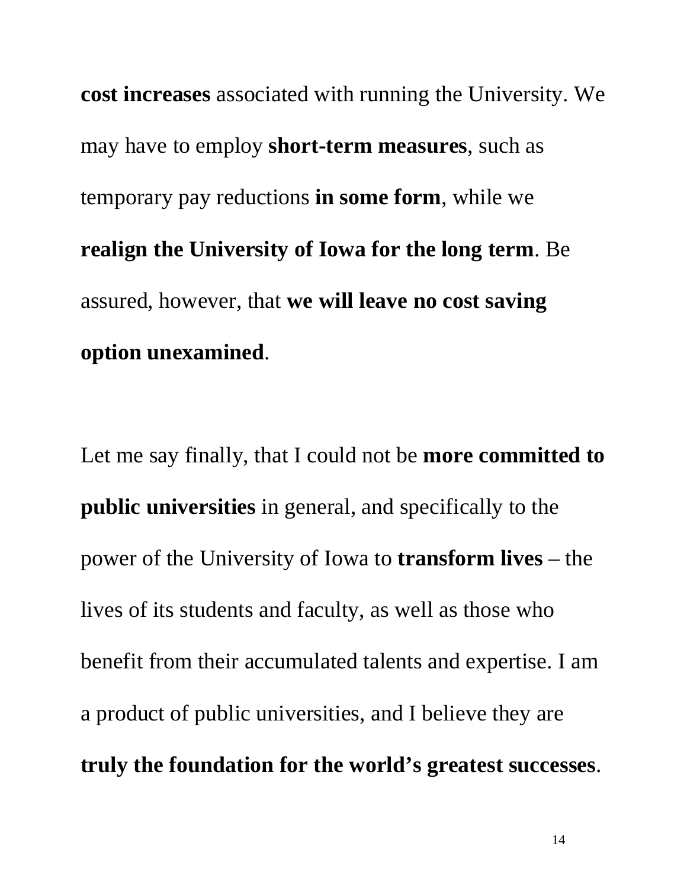**cost increases** associated with running the University. We may have to employ **short-term measures**, such as temporary pay reductions **in some form**, while we **realign the University of Iowa for the long term**. Be assured, however, that **we will leave no cost saving option unexamined**.

Let me say finally, that I could not be **more committed to public universities** in general, and specifically to the power of the University of Iowa to **transform lives** – the lives of its students and faculty, as well as those who benefit from their accumulated talents and expertise. I am a product of public universities, and I believe they are **truly the foundation for the world's greatest successes**.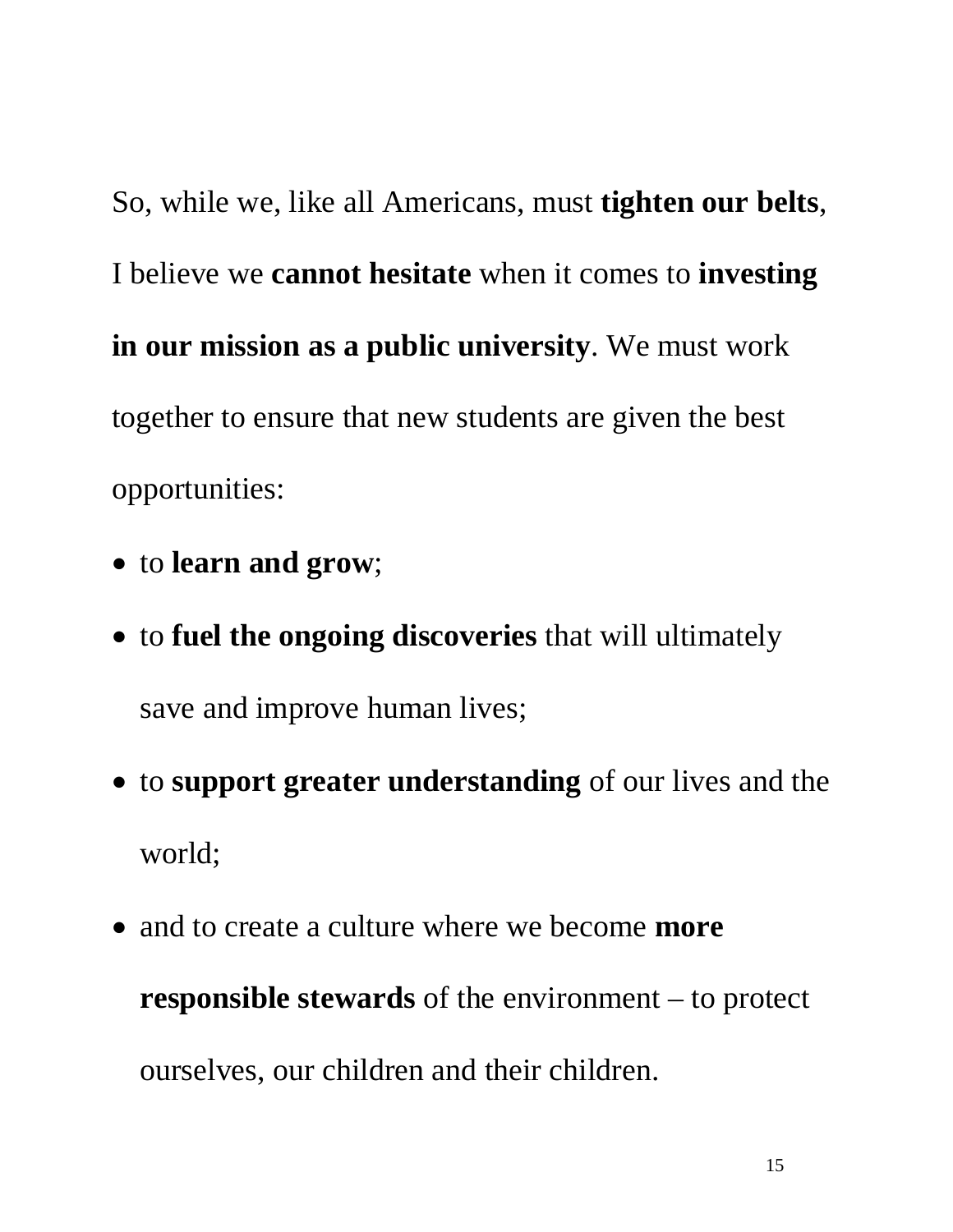So, while we, like all Americans, must **tighten our belts**, I believe we **cannot hesitate** when it comes to **investing in our mission as a public university**. We must work together to ensure that new students are given the best opportunities:

- to **learn and grow**;
- to **fuel the ongoing discoveries** that will ultimately save and improve human lives;
- to **support greater understanding** of our lives and the world;
- and to create a culture where we become **more responsible stewards** of the environment – to protect ourselves, our children and their children.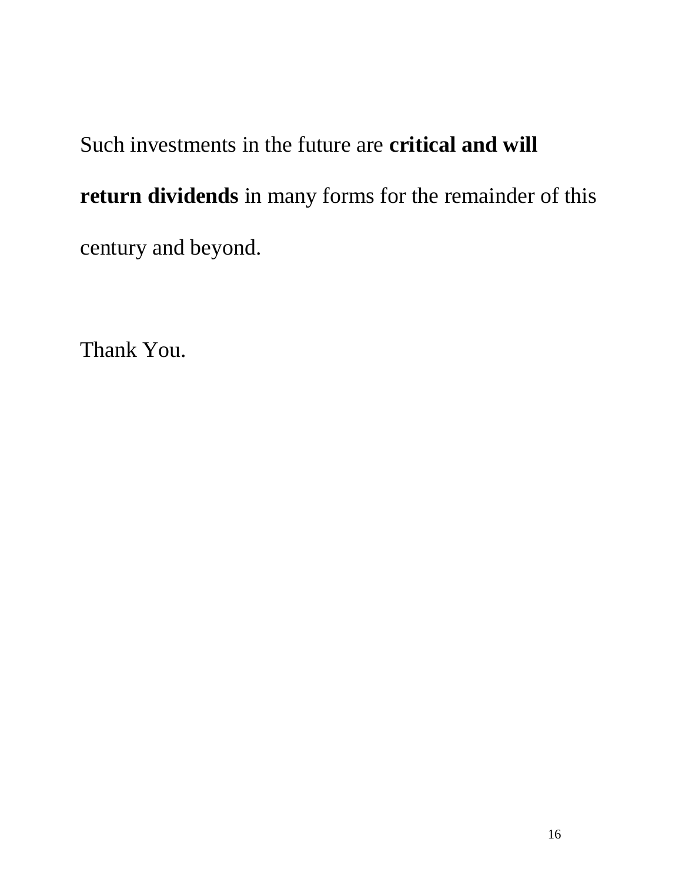Such investments in the future are **critical and will return dividends** in many forms for the remainder of this century and beyond.

Thank You.